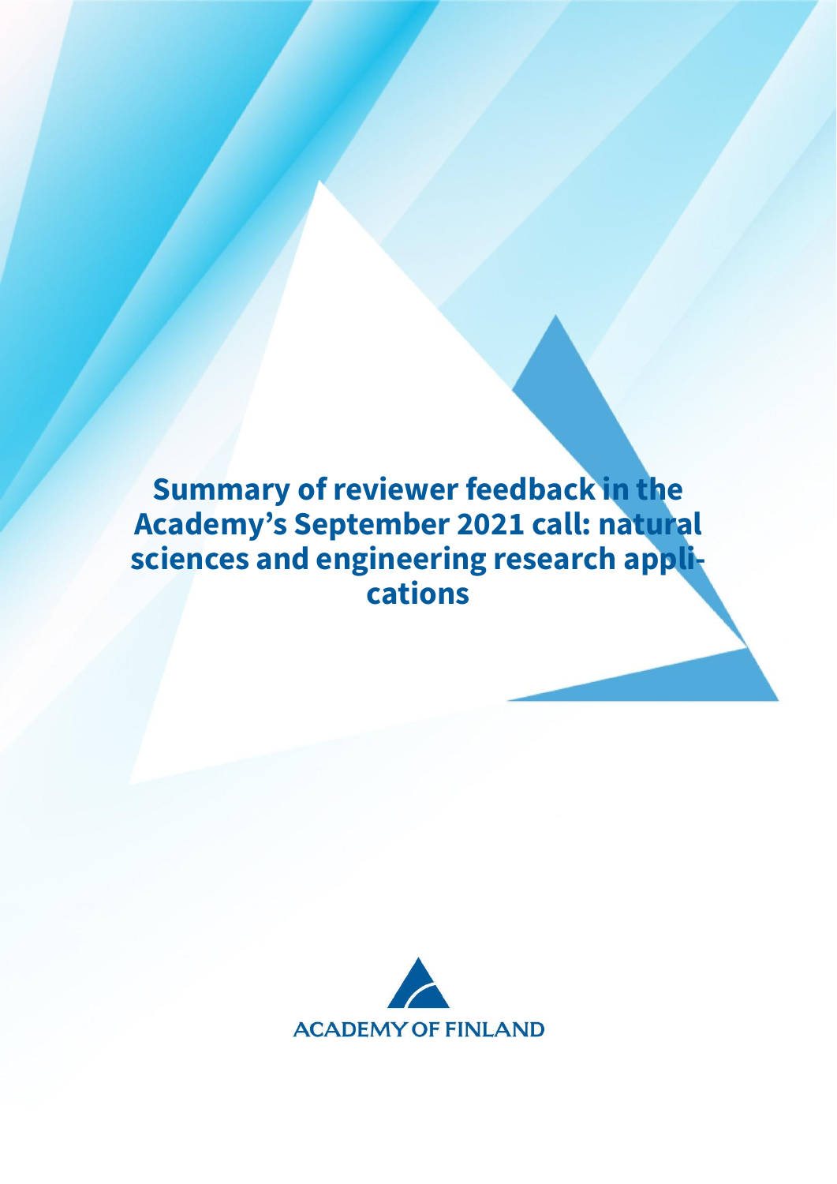# Summary of reviewer feedback in the Academy's September 2021 call: natural sciences and engineering research applications

ACADEMY OF FINLAND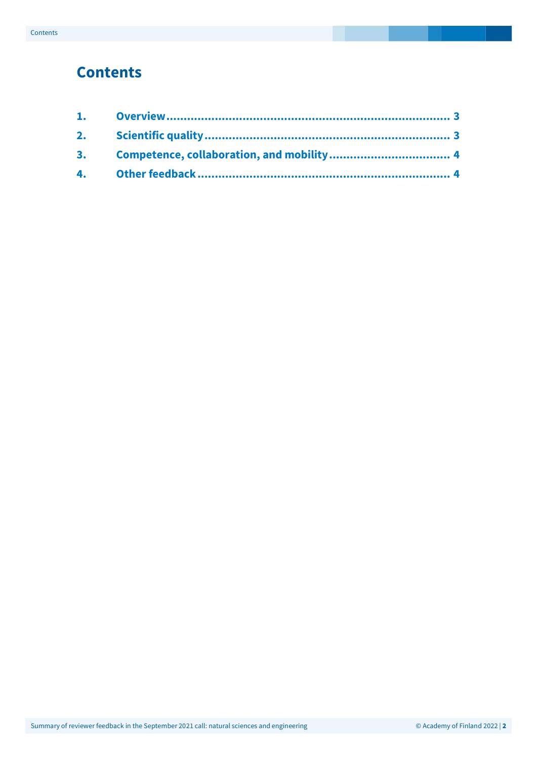# Contents

1. Overview ........................................................................ 3
2. Scientific quality ............................................................... 3
3. Competence, collaboration, and mobility ................................... 4
4. Other feedback .................................................................. 4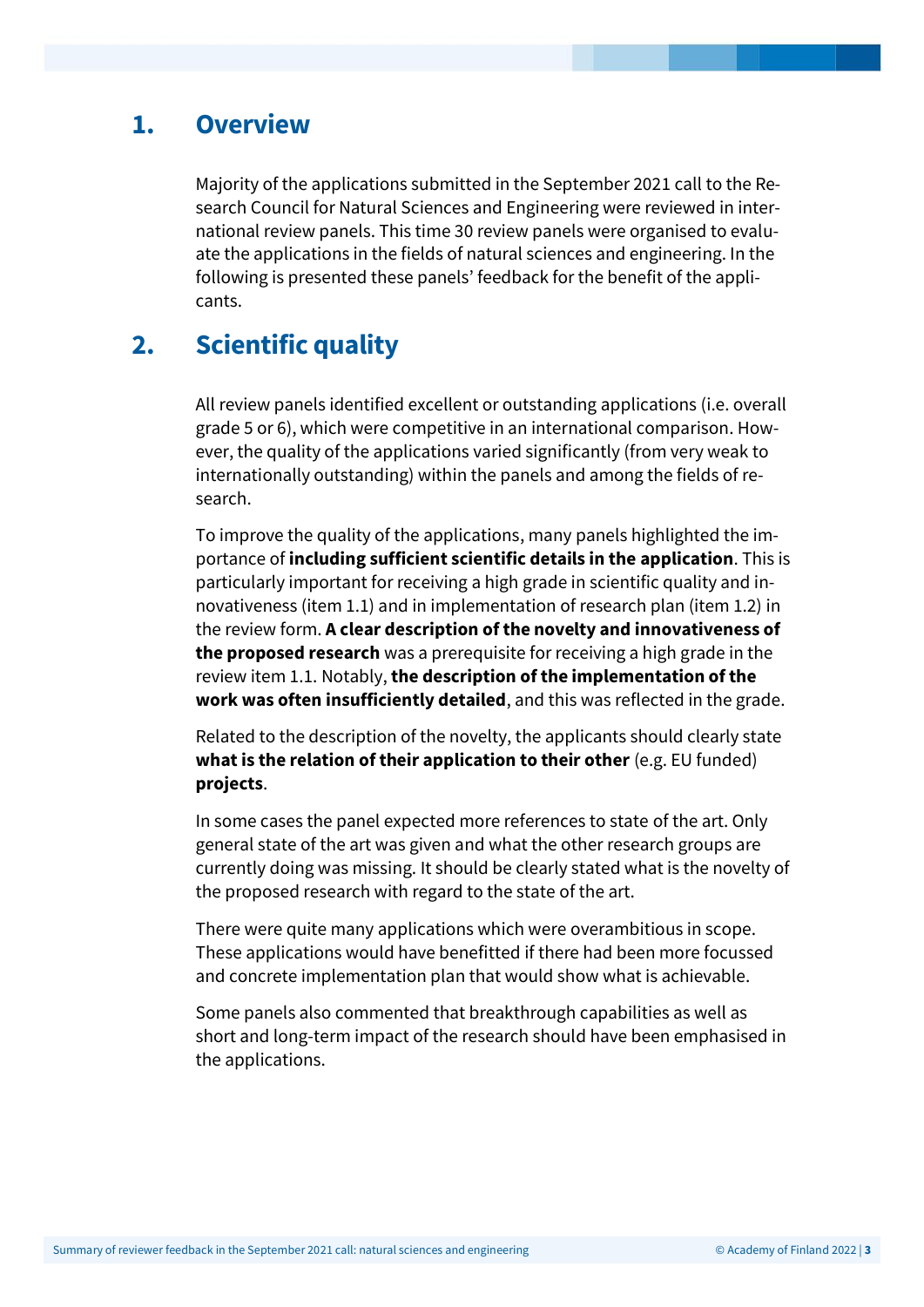# 1. Overview

Majority of the applications submitted in the September 2021 call to the Research Council for Natural Sciences and Engineering were reviewed in international review panels. This time 30 review panels were organised to evaluate the applications in the fields of natural sciences and engineering. In the following is presented these panels' feedback for the benefit of the applicants.

# 2. Scientific quality

All review panels identified excellent or outstanding applications (i.e. overall grade 5 or 6), which were competitive in an international comparison. However, the quality of the applications varied significantly (from very weak to internationally outstanding) within the panels and among the fields of research.

To improve the quality of the applications, many panels highlighted the importance of **including sufficient scientific details in the application**. This is particularly important for receiving a high grade in scientific quality and innovativeness (item 1.1) and in implementation of research plan (item 1.2) in the review form. **A clear description of the novelty and innovativeness of the proposed research** was a prerequisite for receiving a high grade in the review item 1.1. Notably, **the description of the implementation of the work was often insufficiently detailed**, and this was reflected in the grade.

Related to the description of the novelty, the applicants should clearly state **what is the relation of their application to their other** (e.g. EU funded) **projects**.

In some cases the panel expected more references to state of the art. Only general state of the art was given and what the other research groups are currently doing was missing. It should be clearly stated what is the novelty of the proposed research with regard to the state of the art.

There were quite many applications which were overambitious in scope. These applications would have benefitted if there had been more focussed and concrete implementation plan that would show what is achievable.

Some panels also commented that breakthrough capabilities as well as short and long-term impact of the research should have been emphasised in the applications.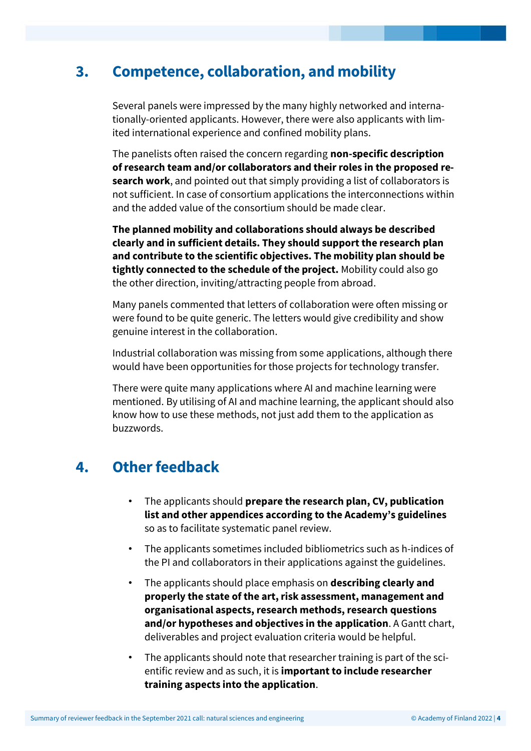## 3. Competence, collaboration, and mobility

Several panels were impressed by the many highly networked and internationally-oriented applicants. However, there were also applicants with limited international experience and confined mobility plans.

The panelists often raised the concern regarding **non-specific description of research team and/or collaborators and their roles in the proposed research work**, and pointed out that simply providing a list of collaborators is not sufficient. In case of consortium applications the interconnections within and the added value of the consortium should be made clear.

**The planned mobility and collaborations should always be described clearly and in sufficient details. They should support the research plan and contribute to the scientific objectives. The mobility plan should be tightly connected to the schedule of the project.** Mobility could also go the other direction, inviting/attracting people from abroad.

Many panels commented that letters of collaboration were often missing or were found to be quite generic. The letters would give credibility and show genuine interest in the collaboration.

Industrial collaboration was missing from some applications, although there would have been opportunities for those projects for technology transfer.

There were quite many applications where AI and machine learning were mentioned. By utilising of AI and machine learning, the applicant should also know how to use these methods, not just add them to the application as buzzwords.

## 4. Other feedback

- The applicants should **prepare the research plan, CV, publication list and other appendices according to the Academy's guidelines** so as to facilitate systematic panel review.
- The applicants sometimes included bibliometrics such as h-indices of the PI and collaborators in their applications against the guidelines.
- The applicants should place emphasis on **describing clearly and properly the state of the art, risk assessment, management and organisational aspects, research methods, research questions and/or hypotheses and objectives in the application**. A Gantt chart, deliverables and project evaluation criteria would be helpful.
- The applicants should note that researcher training is part of the scientific review and as such, it is **important to include researcher training aspects into the application**.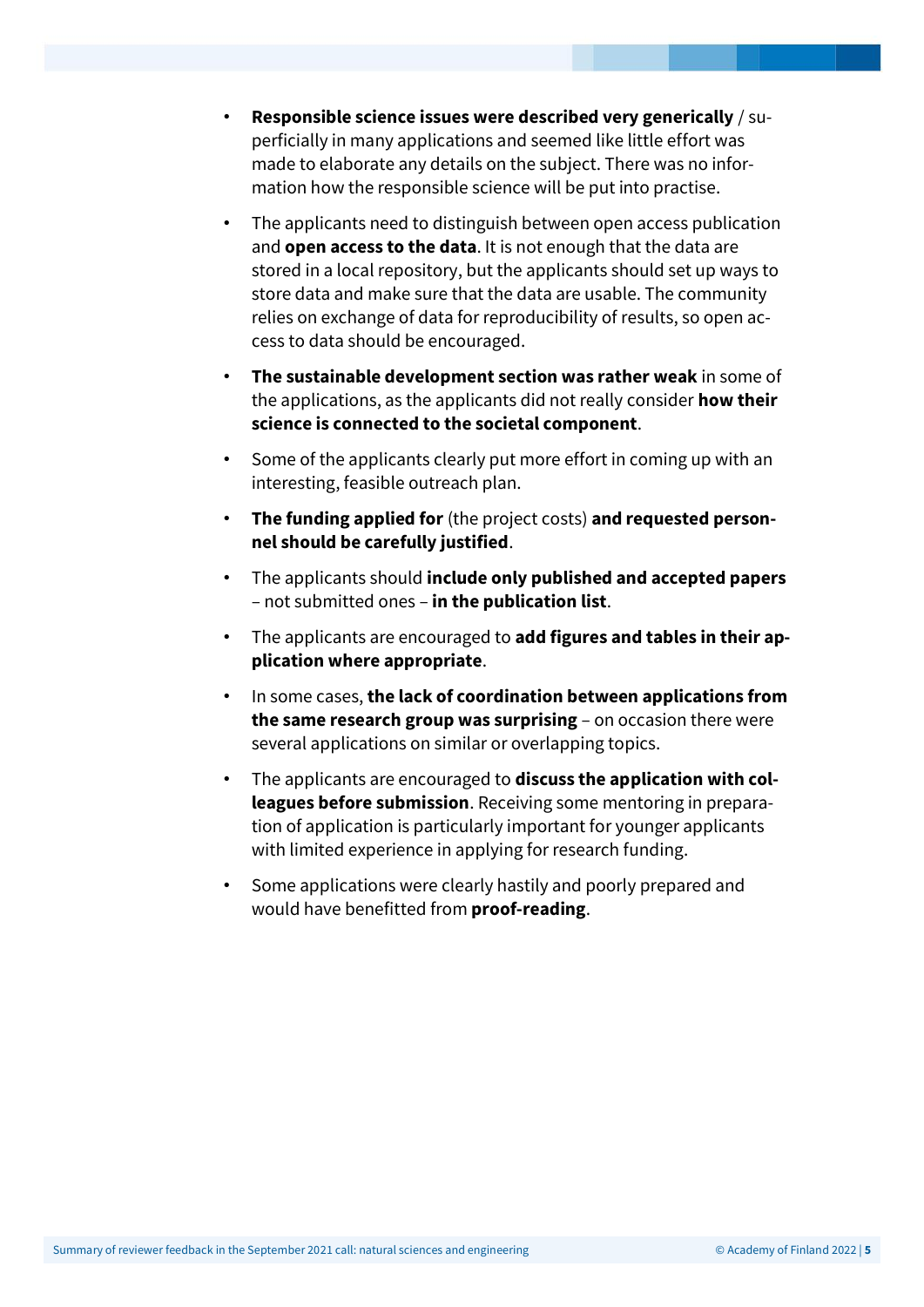- **Responsible science issues were described very generically** / superficially in many applications and seemed like little effort was made to elaborate any details on the subject. There was no information how the responsible science will be put into practise.
- The applicants need to distinguish between open access publication and **open access to the data**. It is not enough that the data are stored in a local repository, but the applicants should set up ways to store data and make sure that the data are usable. The community relies on exchange of data for reproducibility of results, so open access to data should be encouraged.
- **The sustainable development section was rather weak** in some of the applications, as the applicants did not really consider **how their science is connected to the societal component**.
- Some of the applicants clearly put more effort in coming up with an interesting, feasible outreach plan.
- **The funding applied for** (the project costs) **and requested personnel should be carefully justified**.
- The applicants should **include only published and accepted papers** – not submitted ones – **in the publication list**.
- The applicants are encouraged to **add figures and tables in their application where appropriate**.
- In some cases, **the lack of coordination between applications from the same research group was surprising** – on occasion there were several applications on similar or overlapping topics.
- The applicants are encouraged to **discuss the application with colleagues before submission**. Receiving some mentoring in preparation of application is particularly important for younger applicants with limited experience in applying for research funding.
- Some applications were clearly hastily and poorly prepared and would have benefitted from **proof-reading**.